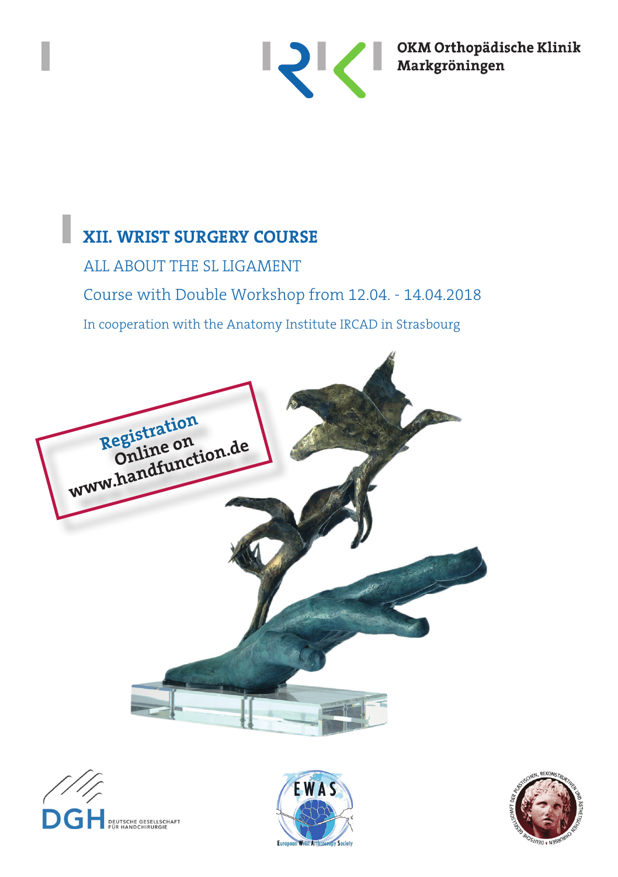OKM Orthopädische Klinik Markgröningen

# XII. WRIST SURGERY COURSE

## ALL ABOUT THE SL LIGAMENT

Course with Double Workshop from 12.04. - 14.04.2018

In cooperation with the Anatomy Institute IRCAD in Strasbourg

**Registration Online on www.handfunction.de**

DGH DEUTSCHE GESELLSCHAFT FÜR HANDCHIRURGIE

EWAS European Wrist Arthroscopy Society

DEUTSCHE GESELLSCHAFT DER PLASTISCHEN, REKONSTRUKTIVEN UND ÄSTHETISCHEN CHIRURGEN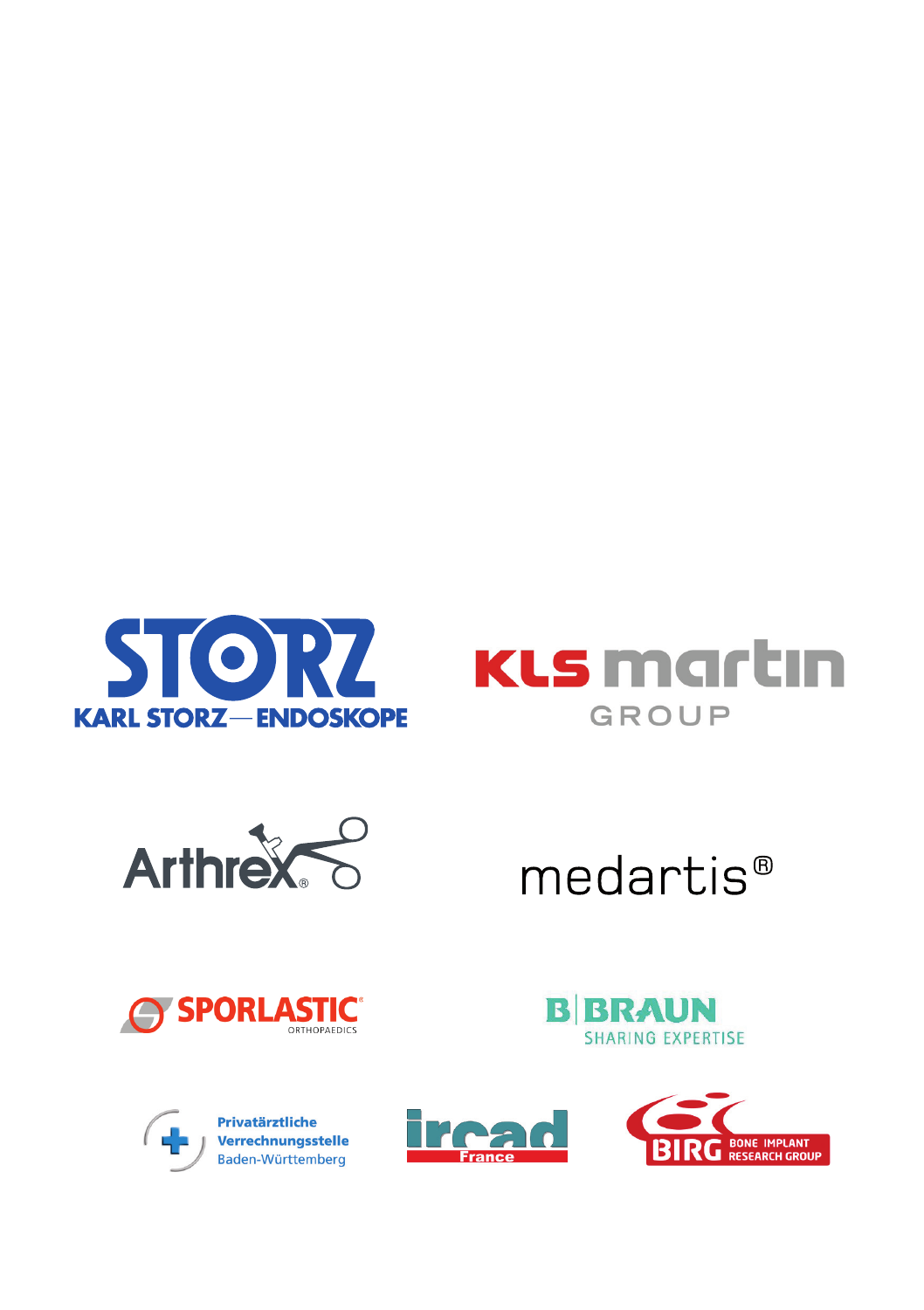STORZ
KARL STORZ — ENDOSKOPE

KLS martin
GROUP

Arthrex®

medartis®

SPORLASTIC®
ORTHOPAEDICS

B|BRAUN
SHARING EXPERTISE

Privatärztliche
Verrechnungsstelle
Baden-Württemberg

ircad
France

BIRG BONE IMPLANT RESEARCH GROUP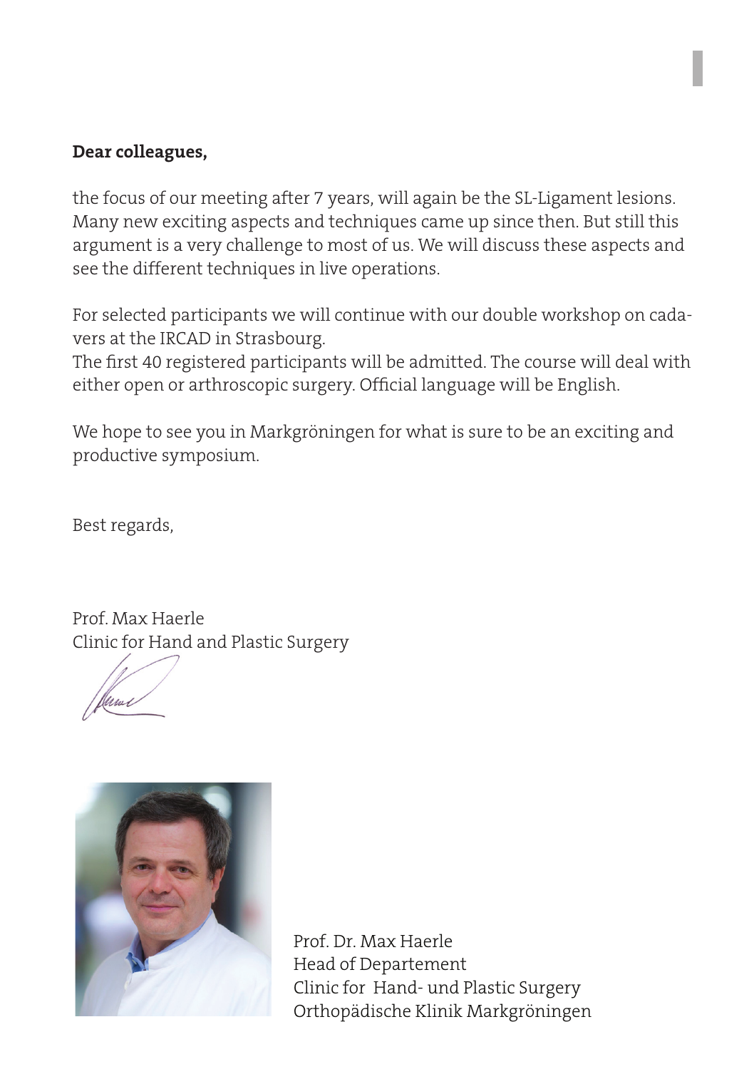**Dear colleagues,**

the focus of our meeting after 7 years, will again be the SL-Ligament lesions. Many new exciting aspects and techniques came up since then. But still this argument is a very challenge to most of us. We will discuss these aspects and see the different techniques in live operations.

For selected participants we will continue with our double workshop on cadavers at the IRCAD in Strasbourg.
The first 40 registered participants will be admitted. The course will deal with either open or arthroscopic surgery. Official language will be English.

We hope to see you in Markgröningen for what is sure to be an exciting and productive symposium.

Best regards,

Prof. Max Haerle
Clinic for Hand and Plastic Surgery

Prof. Dr. Max Haerle
Head of Departement
Clinic for Hand- und Plastic Surgery
Orthopädische Klinik Markgröningen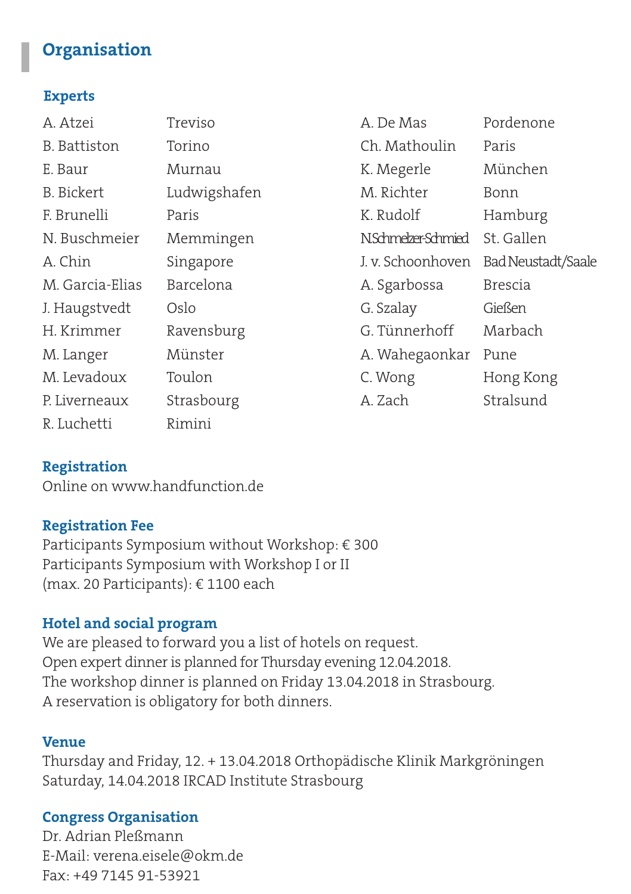# Organisation

## Experts

| | |
|---|---|
| A. Atzei | Treviso |
| B. Battiston | Torino |
| E. Baur | Murnau |
| B. Bickert | Ludwigshafen |
| F. Brunelli | Paris |
| N. Buschmeier | Memmingen |
| A. Chin | Singapore |
| M. Garcia-Elias | Barcelona |
| J. Haugstvedt | Oslo |
| H. Krimmer | Ravensburg |
| M. Langer | Münster |
| M. Levadoux | Toulon |
| P. Liverneaux | Strasbourg |
| R. Luchetti | Rimini |
| A. De Mas | Pordenone |
| Ch. Mathoulin | Paris |
| K. Megerle | München |
| M. Richter | Bonn |
| K. Rudolf | Hamburg |
| N.Schmelzer-Schmied | St. Gallen |
| J. v. Schoonhoven | Bad Neustadt/Saale |
| A. Sgarbossa | Brescia |
| G. Szalay | Gießen |
| G. Tünnerhoff | Marbach |
| A. Wahegaonkar | Pune |
| C. Wong | Hong Kong |
| A. Zach | Stralsund |

## Registration

Online on www.handfunction.de

## Registration Fee

Participants Symposium without Workshop: € 300
Participants Symposium with Workshop I or II
(max. 20 Participants): € 1100 each

## Hotel and social program

We are pleased to forward you a list of hotels on request.
Open expert dinner is planned for Thursday evening 12.04.2018.
The workshop dinner is planned on Friday 13.04.2018 in Strasbourg.
A reservation is obligatory for both dinners.

## Venue

Thursday and Friday, 12. + 13.04.2018 Orthopädische Klinik Markgröningen
Saturday, 14.04.2018 IRCAD Institute Strasbourg

## Congress Organisation

Dr. Adrian Pleßmann
E-Mail: verena.eisele@okm.de
Fax: +49 7145 91-53921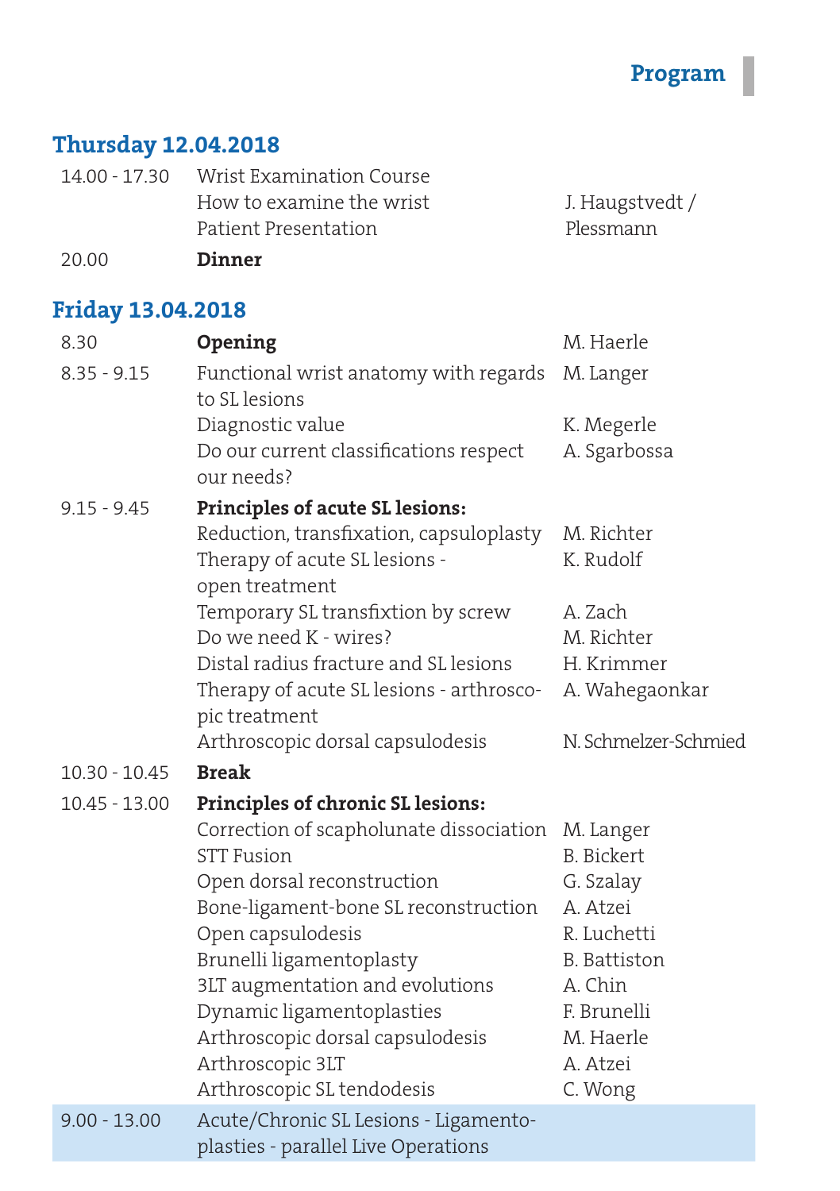# Program

## Thursday 12.04.2018

| | | |
|---|---|---|
| 14.00 - 17.30 | Wrist Examination Course<br>How to examine the wrist<br>Patient Presentation | <br>J. Haugstvedt /<br>Plessmann |
| 20.00 | **Dinner** | |

## Friday 13.04.2018

| | | |
|---|---|---|
| 8.30 | **Opening** | M. Haerle |
| 8.35 - 9.15 | Functional wrist anatomy with regards to SL lesions | M. Langer |
| | Diagnostic value | K. Megerle |
| | Do our current classifications respect our needs? | A. Sgarbossa |
| 9.15 - 9.45 | **Principles of acute SL lesions:** | |
| | Reduction, transfixation, capsuloplasty | M. Richter |
| | Therapy of acute SL lesions - open treatment | K. Rudolf |
| | Temporary SL transfixtion by screw | A. Zach |
| | Do we need K - wires? | M. Richter |
| | Distal radius fracture and SL lesions | H. Krimmer |
| | Therapy of acute SL lesions - arthroscopic treatment | A. Wahegaonkar |
| | Arthroscopic dorsal capsulodesis | N. Schmelzer-Schmied |
| 10.30 - 10.45 | **Break** | |
| 10.45 - 13.00 | **Principles of chronic SL lesions:** | |
| | Correction of scapholunate dissociation | M. Langer |
| | STT Fusion | B. Bickert |
| | Open dorsal reconstruction | G. Szalay |
| | Bone-ligament-bone SL reconstruction | A. Atzei |
| | Open capsulodesis | R. Luchetti |
| | Brunelli ligamentoplasty | B. Battiston |
| | 3LT augmentation and evolutions | A. Chin |
| | Dynamic ligamentoplasties | F. Brunelli |
| | Arthroscopic dorsal capsulodesis | M. Haerle |
| | Arthroscopic 3LT | A. Atzei |
| | Arthroscopic SL tendodesis | C. Wong |
| 9.00 - 13.00 | Acute/Chronic SL Lesions - Ligamentoplasties - parallel Live Operations | |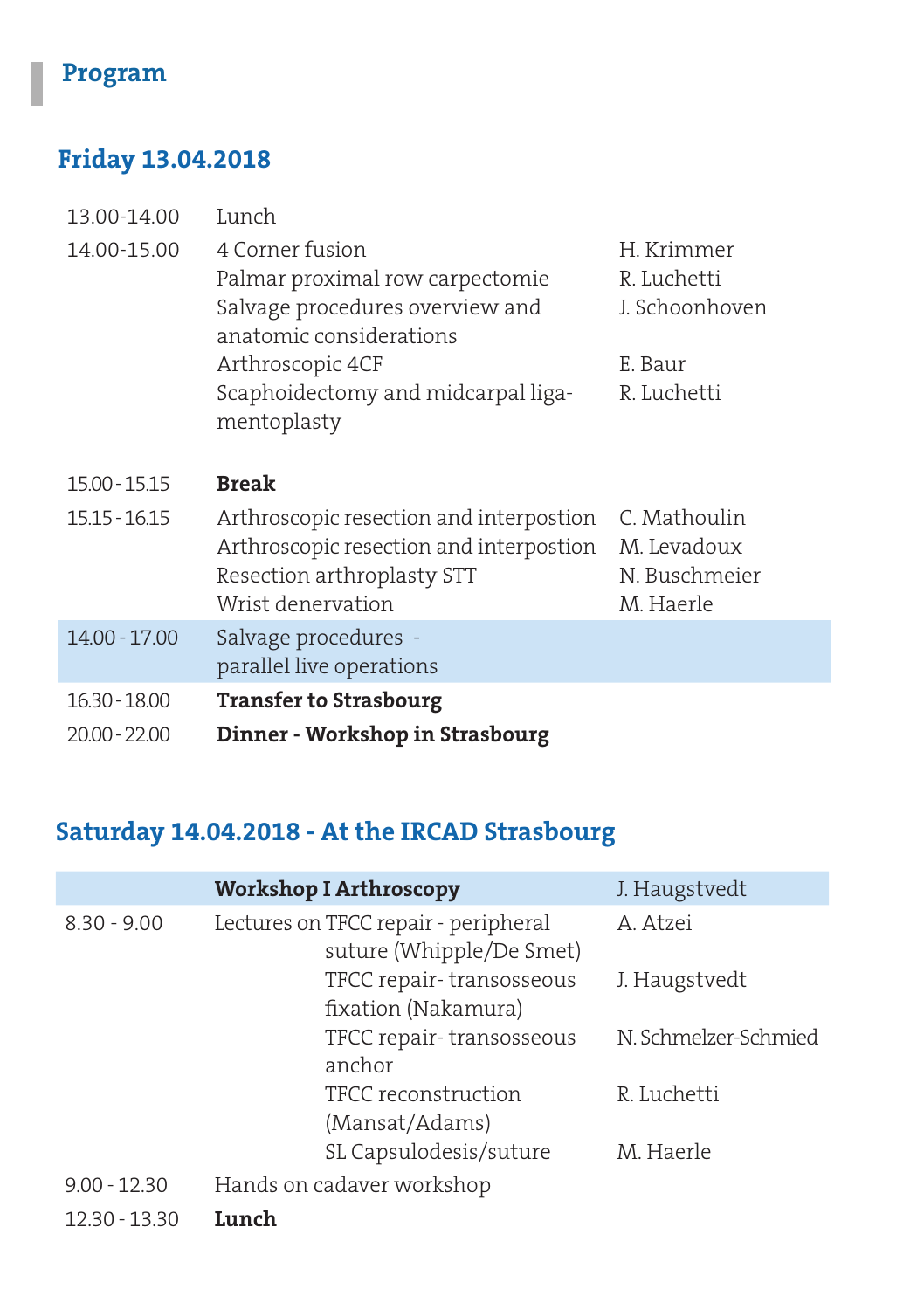## Program

### Friday 13.04.2018

| | | |
|---|---|---|
| 13.00-14.00 | Lunch | |
| 14.00-15.00 | 4 Corner fusion | H. Krimmer |
| | Palmar proximal row carpectomie | R. Luchetti |
| | Salvage procedures overview and anatomic considerations | J. Schoonhoven |
| | Arthroscopic 4CF | E. Baur |
| | Scaphoidectomy and midcarpal ligamentoplasty | R. Luchetti |
| 15.00 - 15.15 | **Break** | |
| 15.15 - 16.15 | Arthroscopic resection and interpostion | C. Mathoulin |
| | Arthroscopic resection and interpostion | M. Levadoux |
| | Resection arthroplasty STT | N. Buschmeier |
| | Wrist denervation | M. Haerle |
| 14.00 - 17.00 | Salvage procedures - parallel live operations | |
| 16.30 - 18.00 | **Transfer to Strasbourg** | |
| 20.00 - 22.00 | **Dinner - Workshop in Strasbourg** | |

### Saturday 14.04.2018 - At the IRCAD Strasbourg

| | | |
|---|---|---|
| | **Workshop I Arthroscopy** | J. Haugstvedt |
| 8.30 - 9.00 | Lectures on TFCC repair - peripheral suture (Whipple/De Smet) | A. Atzei |
| | TFCC repair- transosseous fixation (Nakamura) | J. Haugstvedt |
| | TFCC repair- transosseous anchor | N. Schmelzer-Schmied |
| | TFCC reconstruction (Mansat/Adams) | R. Luchetti |
| | SL Capsulodesis/suture | M. Haerle |
| 9.00 - 12.30 | Hands on cadaver workshop | |
| 12.30 - 13.30 | **Lunch** | |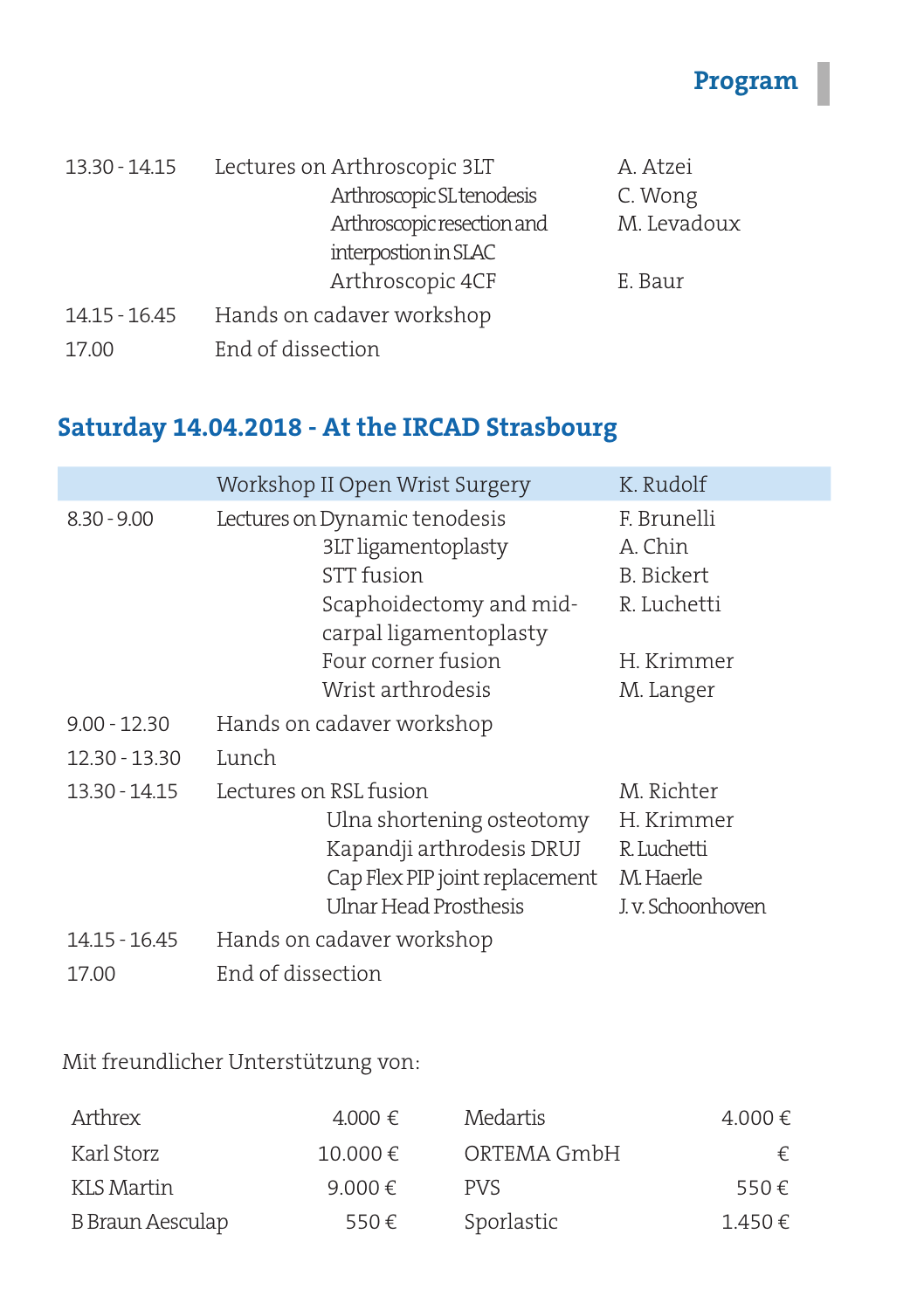## Program

| | | |
|---|---|---|
| 13.30 - 14.15 | Lectures on Arthroscopic 3LT | A. Atzei |
| | Arthroscopic SL tenodesis | C. Wong |
| | Arthroscopic resection and interpostion in SLAC | M. Levadoux |
| | Arthroscopic 4CF | E. Baur |
| 14.15 - 16.45 | Hands on cadaver workshop | |
| 17.00 | End of dissection | |

## Saturday 14.04.2018 - At the IRCAD Strasbourg

| | | |
|---|---|---|
| | Workshop II Open Wrist Surgery | K. Rudolf |
| 8.30 - 9.00 | Lectures on Dynamic tenodesis | F. Brunelli |
| | 3LT ligamentoplasty | A. Chin |
| | STT fusion | B. Bickert |
| | Scaphoidectomy and mid-carpal ligamentoplasty | R. Luchetti |
| | Four corner fusion | H. Krimmer |
| | Wrist arthrodesis | M. Langer |
| 9.00 - 12.30 | Hands on cadaver workshop | |
| 12.30 - 13.30 | Lunch | |
| 13.30 - 14.15 | Lectures on RSL fusion | M. Richter |
| | Ulna shortening osteotomy | H. Krimmer |
| | Kapandji arthrodesis DRUJ | R. Luchetti |
| | Cap Flex PIP joint replacement | M. Haerle |
| | Ulnar Head Prosthesis | J. v. Schoonhoven |
| 14.15 - 16.45 | Hands on cadaver workshop | |
| 17.00 | End of dissection | |

Mit freundlicher Unterstützung von:

| | | | |
|---|---|---|---|
| Arthrex | 4.000 € | Medartis | 4.000 € |
| Karl Storz | 10.000 € | ORTEMA GmbH | € |
| KLS Martin | 9.000 € | PVS | 550 € |
| B Braun Aesculap | 550 € | Sporlastic | 1.450 € |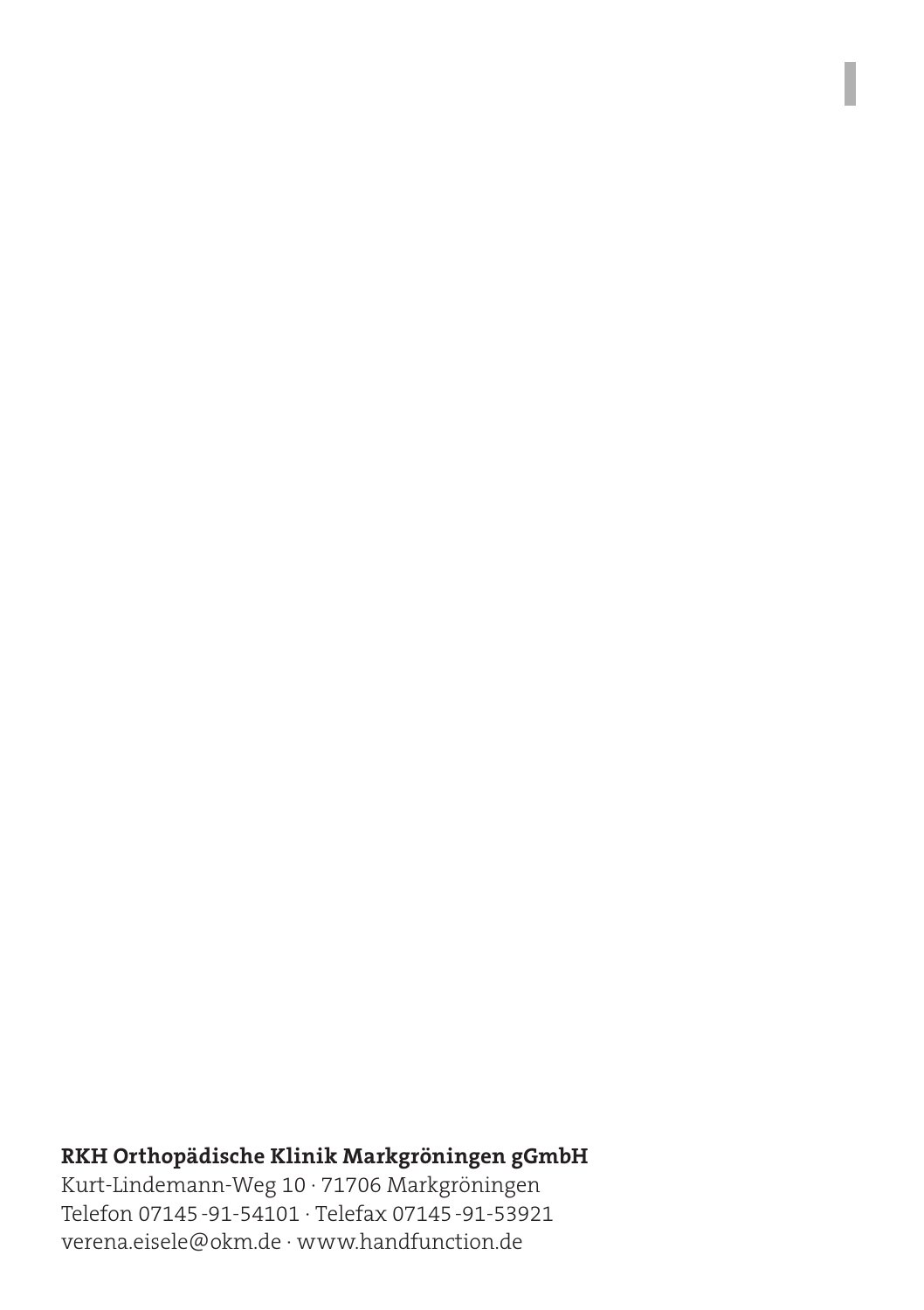**RKH Orthopädische Klinik Markgröningen gGmbH**

Kurt-Lindemann-Weg 10 · 71706 Markgröningen

Telefon 07145 -91-54101 · Telefax 07145 -91-53921

verena.eisele@okm.de · www.handfunction.de